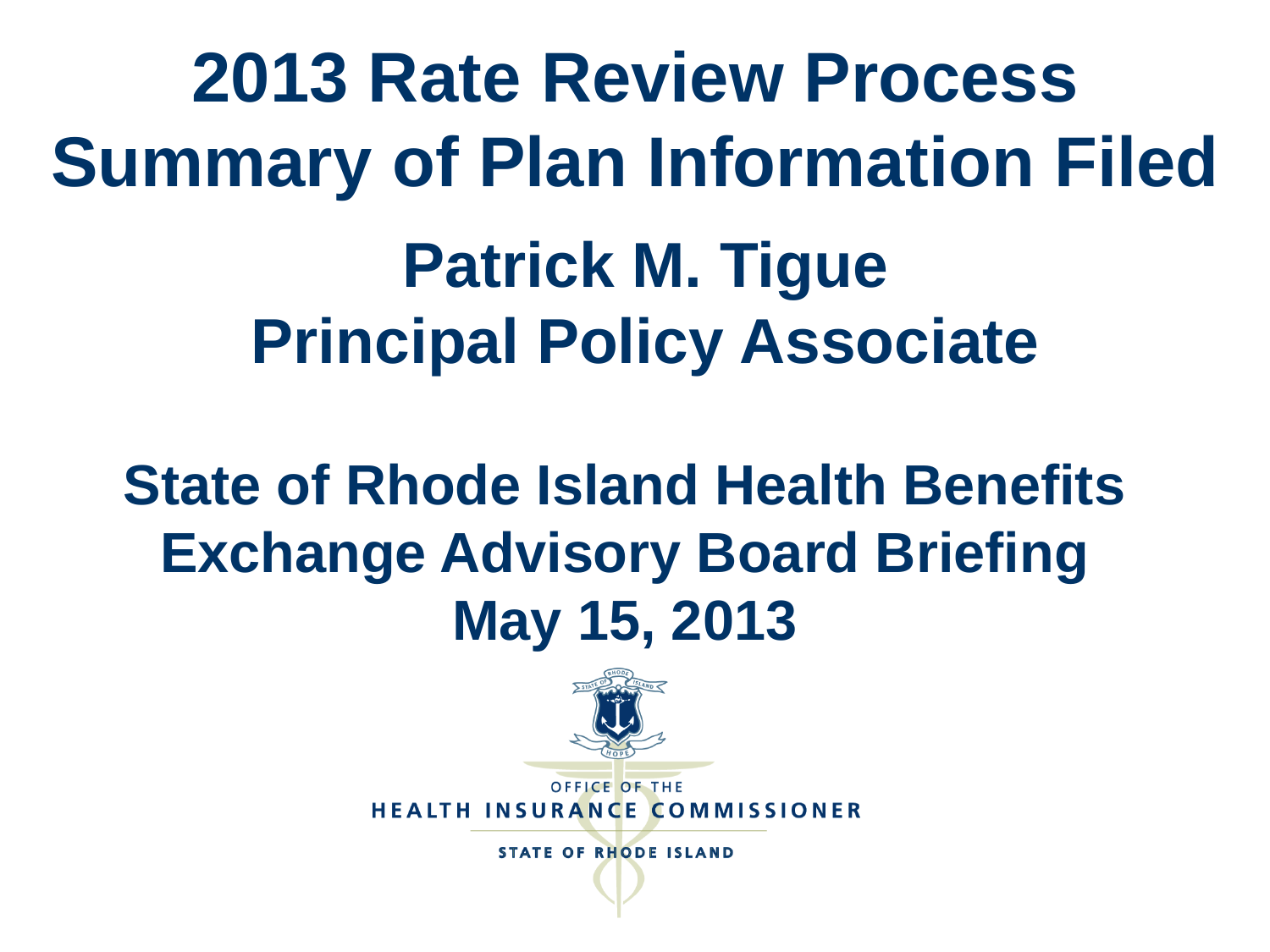# 2013 Rate Review Process Summary of Plan Information Filed

## Patrick M. Tigue
## Principal Policy Associate

## State of Rhode Island Health Benefits Exchange Advisory Board Briefing
## May 15, 2013

OFFICE OF THE
HEALTH INSURANCE COMMISSIONER
STATE OF RHODE ISLAND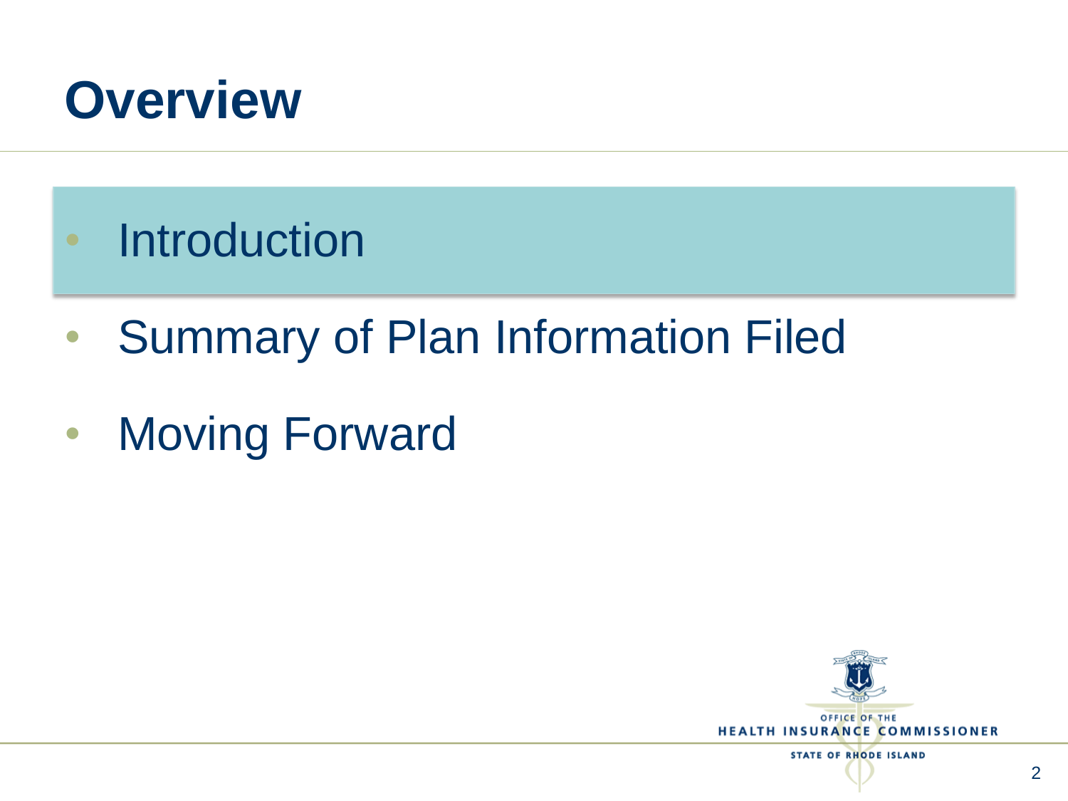# Overview

- Introduction
- Summary of Plan Information Filed
- Moving Forward

OFFICE OF THE
HEALTH INSURANCE COMMISSIONER
STATE OF RHODE ISLAND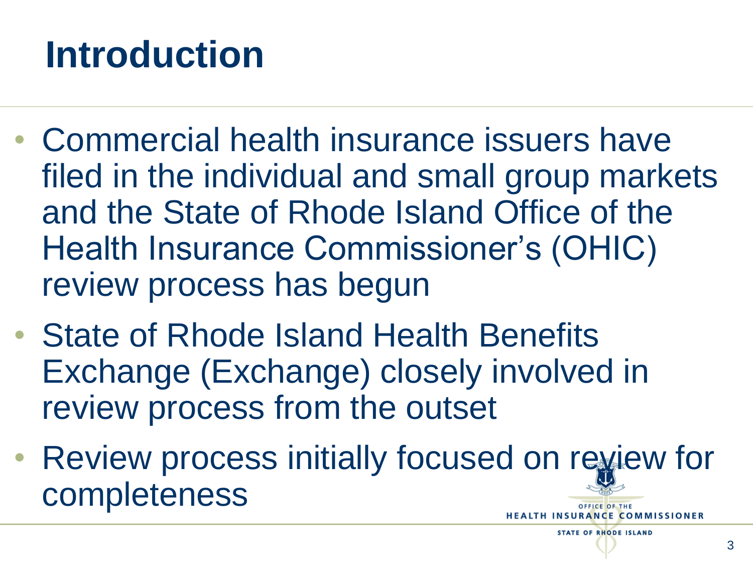# Introduction

- Commercial health insurance issuers have filed in the individual and small group markets and the State of Rhode Island Office of the Health Insurance Commissioner's (OHIC) review process has begun
- State of Rhode Island Health Benefits Exchange (Exchange) closely involved in review process from the outset
- Review process initially focused on review for completeness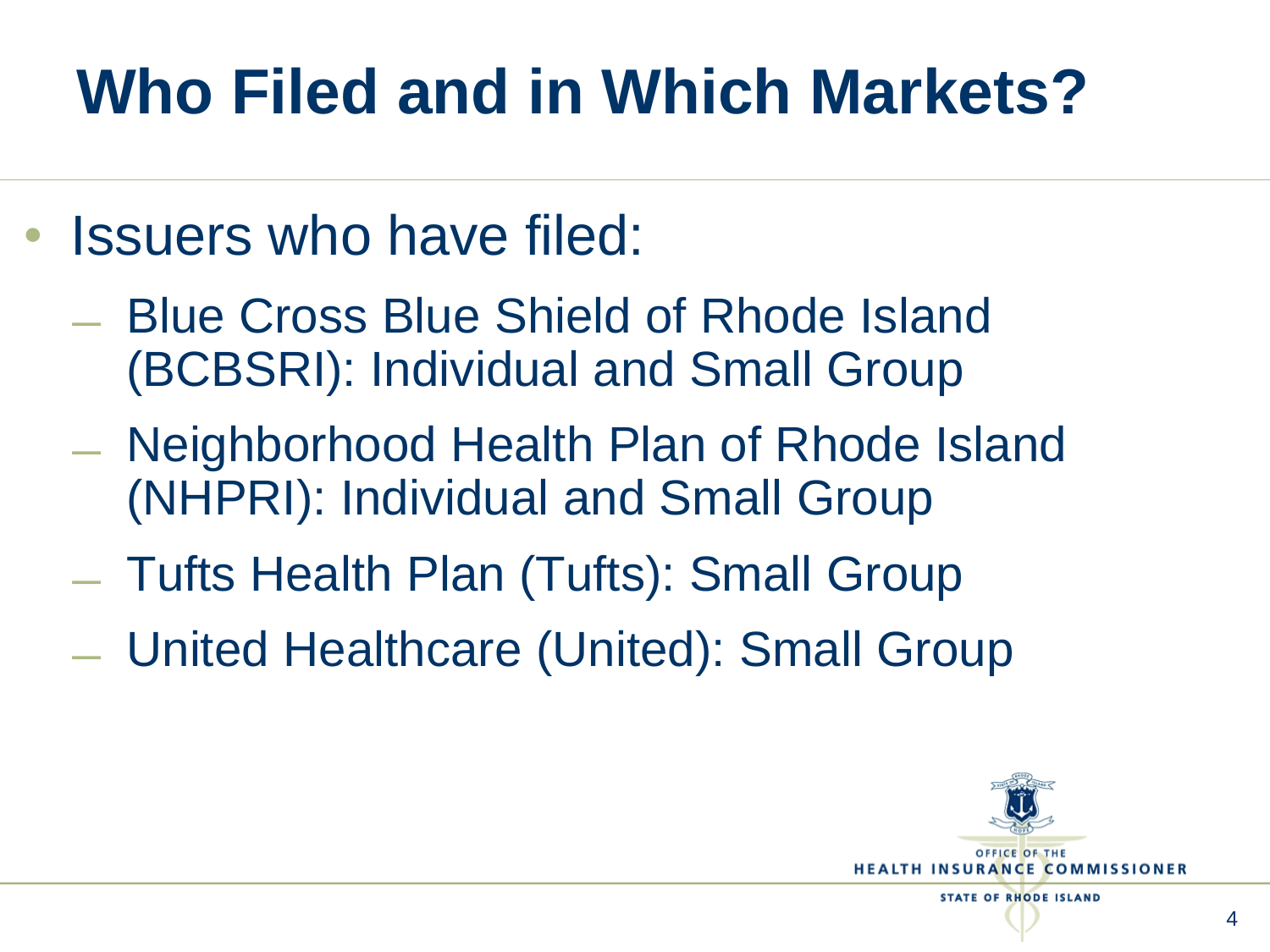# Who Filed and in Which Markets?

- Issuers who have filed:
  - Blue Cross Blue Shield of Rhode Island (BCBSRI): Individual and Small Group
  - Neighborhood Health Plan of Rhode Island (NHPRI): Individual and Small Group
  - Tufts Health Plan (Tufts): Small Group
  - United Healthcare (United): Small Group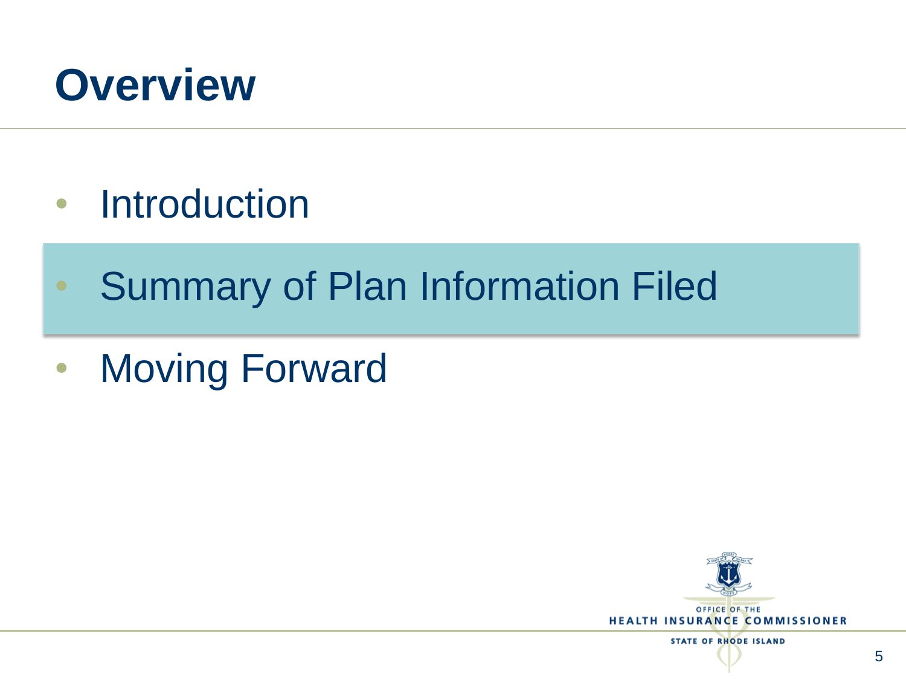# Overview

- Introduction
- Summary of Plan Information Filed
- Moving Forward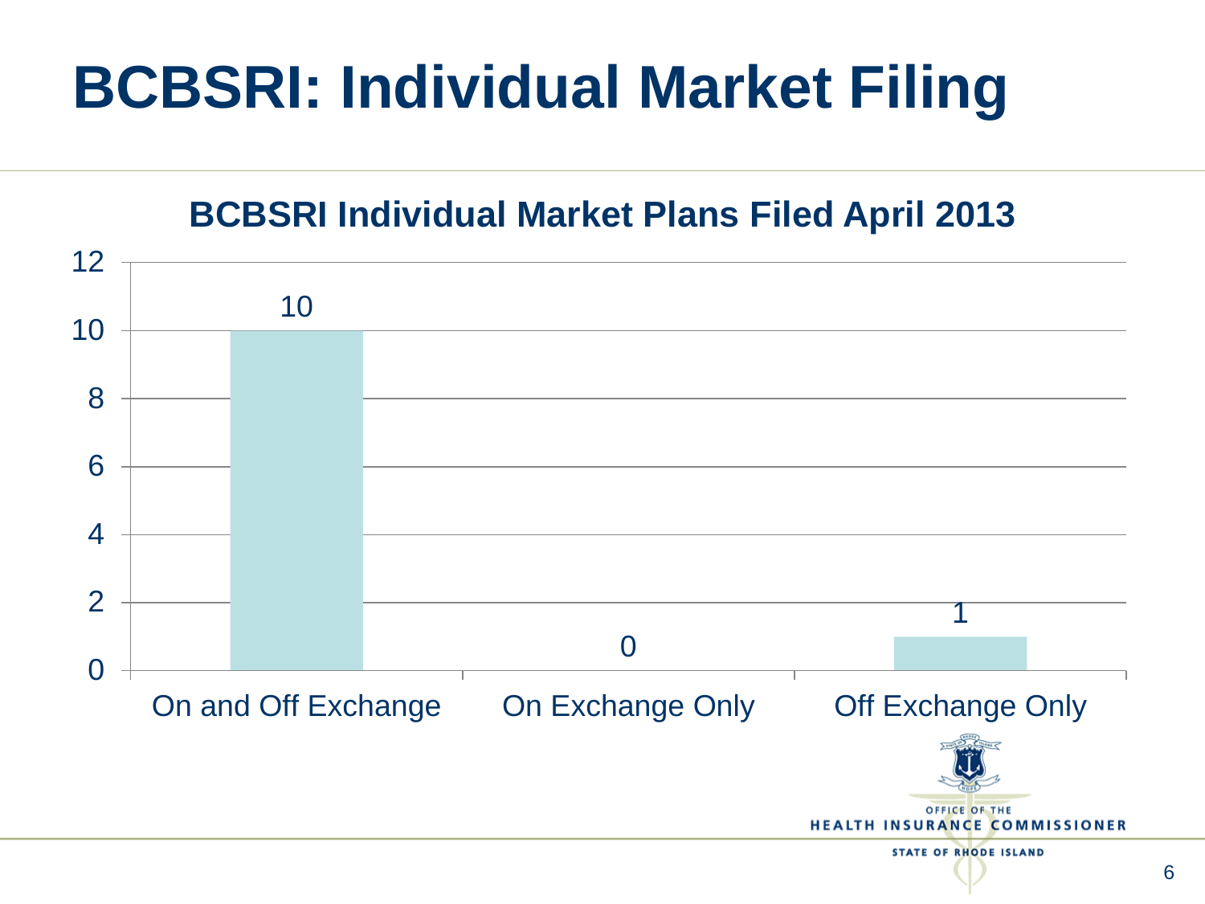# BCBSRI: Individual Market Filing

## BCBSRI Individual Market Plans Filed April 2013

| Category | Plans |
|---|---|
| On and Off Exchange | 10 |
| On Exchange Only | 0 |
| Off Exchange Only | 1 |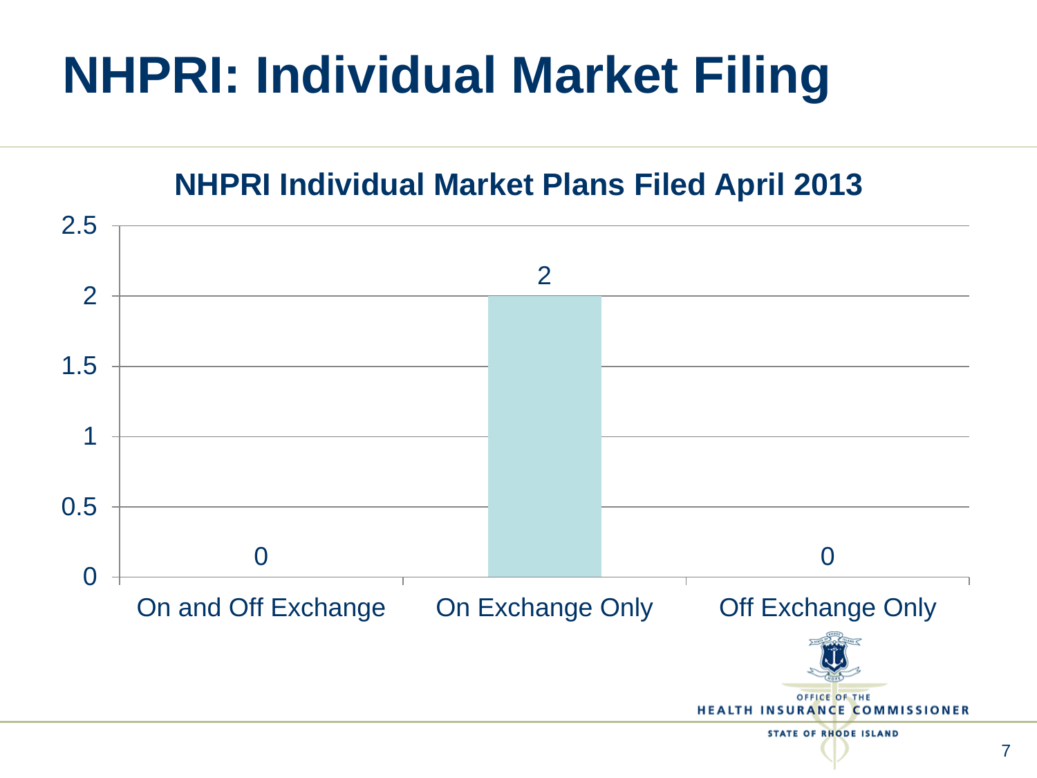# NHPRI: Individual Market Filing

**NHPRI Individual Market Plans Filed April 2013**

| | On and Off Exchange | On Exchange Only | Off Exchange Only |
|---|---|---|---|
| Plans Filed | 0 | 2 | 0 |

OFFICE OF THE
HEALTH INSURANCE COMMISSIONER
STATE OF RHODE ISLAND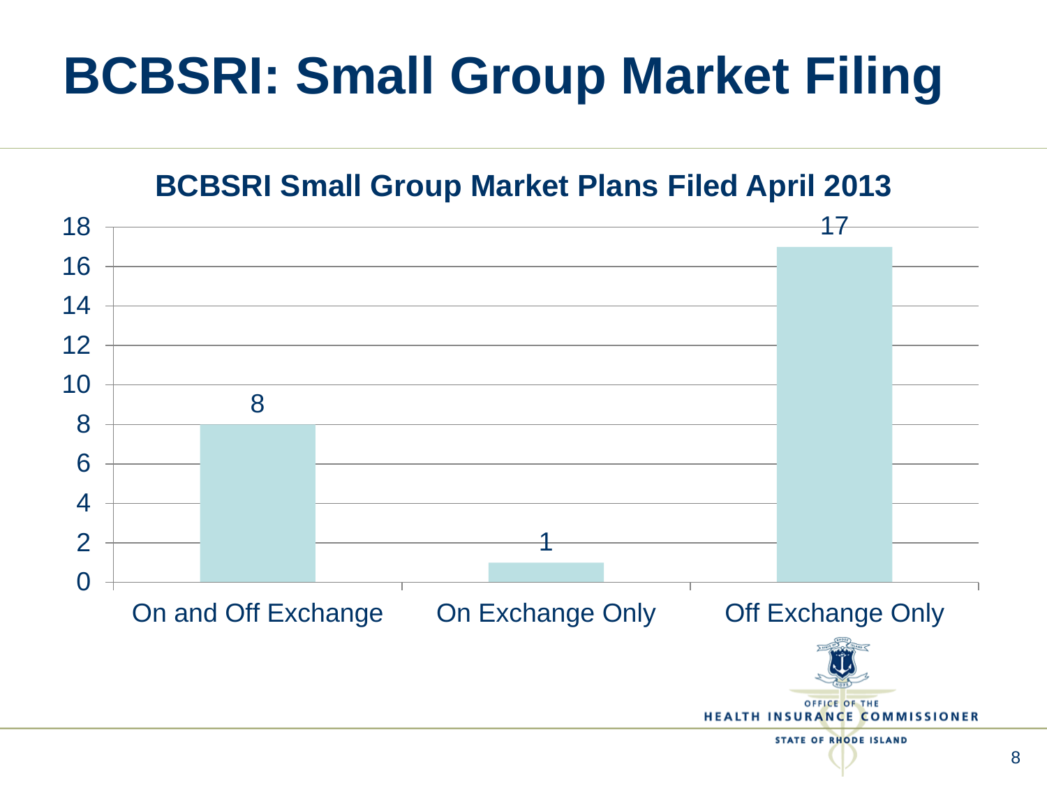# BCBSRI: Small Group Market Filing

**BCBSRI Small Group Market Plans Filed April 2013**

| Category | Plans |
|---|---|
| On and Off Exchange | 8 |
| On Exchange Only | 1 |
| Off Exchange Only | 17 |

OFFICE OF THE HEALTH INSURANCE COMMISSIONER
STATE OF RHODE ISLAND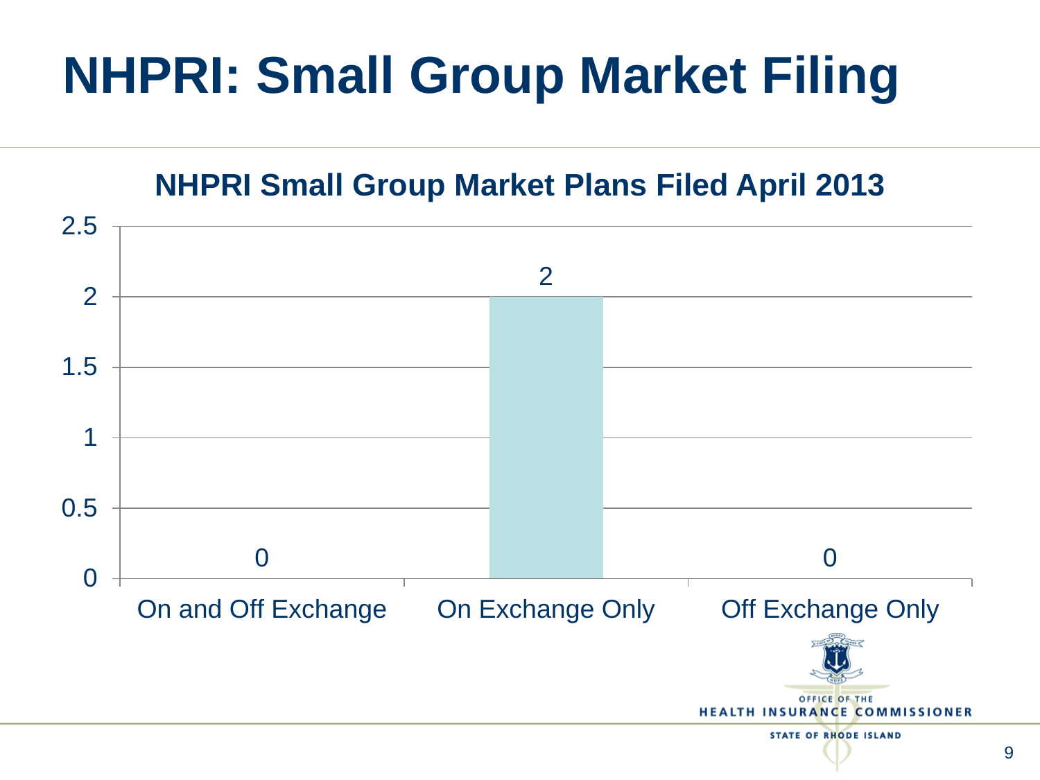# NHPRI: Small Group Market Filing

## NHPRI Small Group Market Plans Filed April 2013

| Category | Plans Filed |
|---|---|
| On and Off Exchange | 0 |
| On Exchange Only | 2 |
| Off Exchange Only | 0 |

OFFICE OF THE HEALTH INSURANCE COMMISSIONER
STATE OF RHODE ISLAND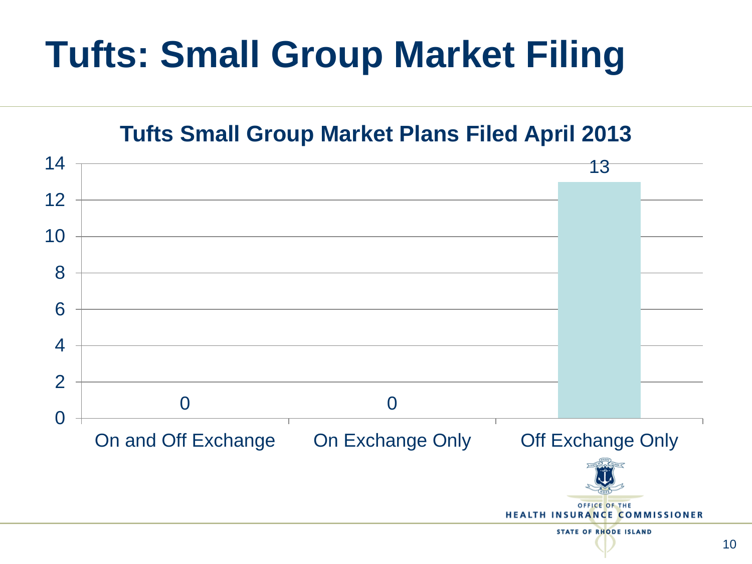# Tufts: Small Group Market Filing

**Tufts Small Group Market Plans Filed April 2013**

| Category | Plans |
|---|---|
| On and Off Exchange | 0 |
| On Exchange Only | 0 |
| Off Exchange Only | 13 |

OFFICE OF THE HEALTH INSURANCE COMMISSIONER
STATE OF RHODE ISLAND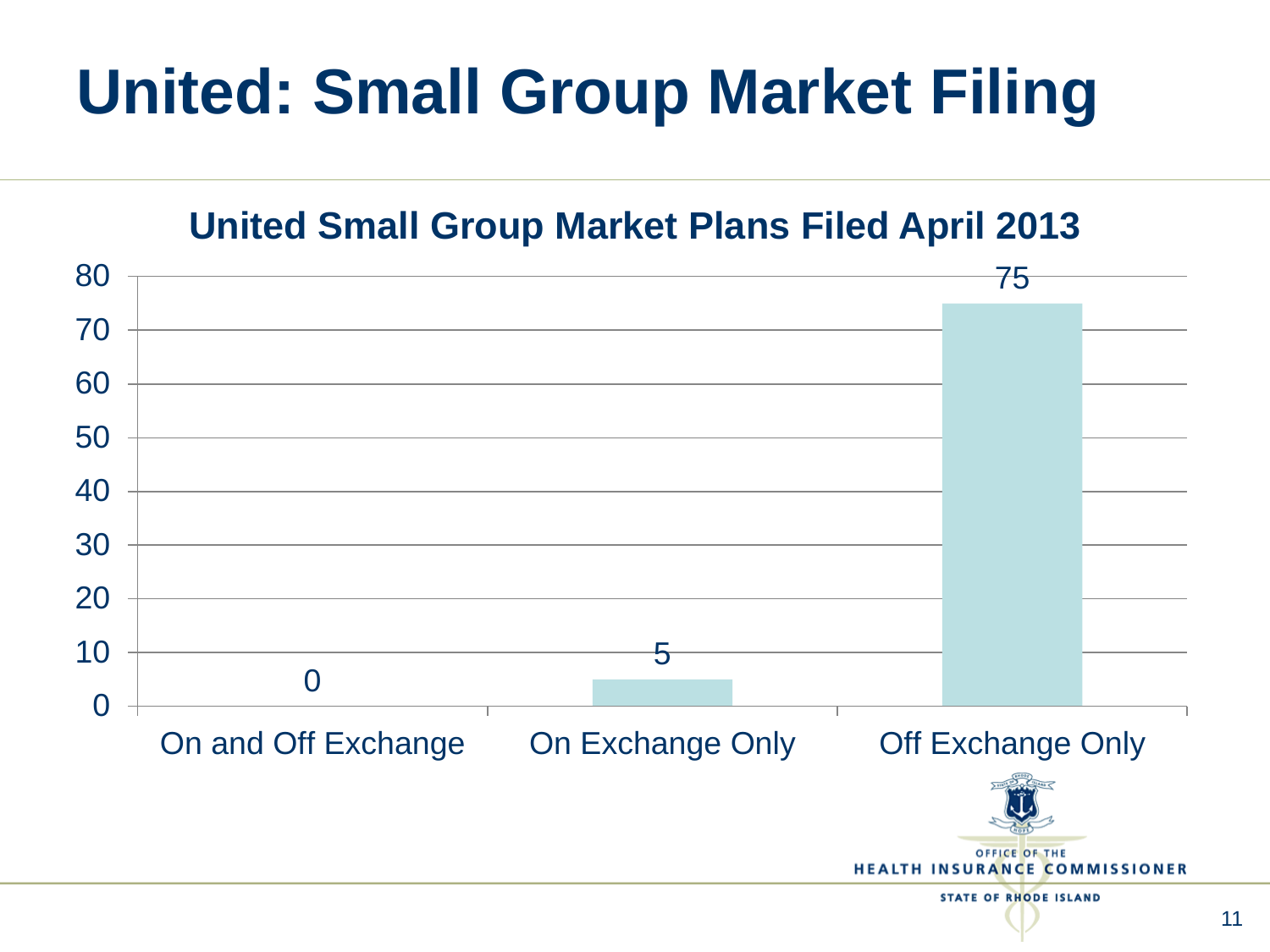# United: Small Group Market Filing

**United Small Group Market Plans Filed April 2013**

| Category | Plans |
|---|---|
| On and Off Exchange | 0 |
| On Exchange Only | 5 |
| Off Exchange Only | 75 |

OFFICE OF THE
HEALTH INSURANCE COMMISSIONER
STATE OF RHODE ISLAND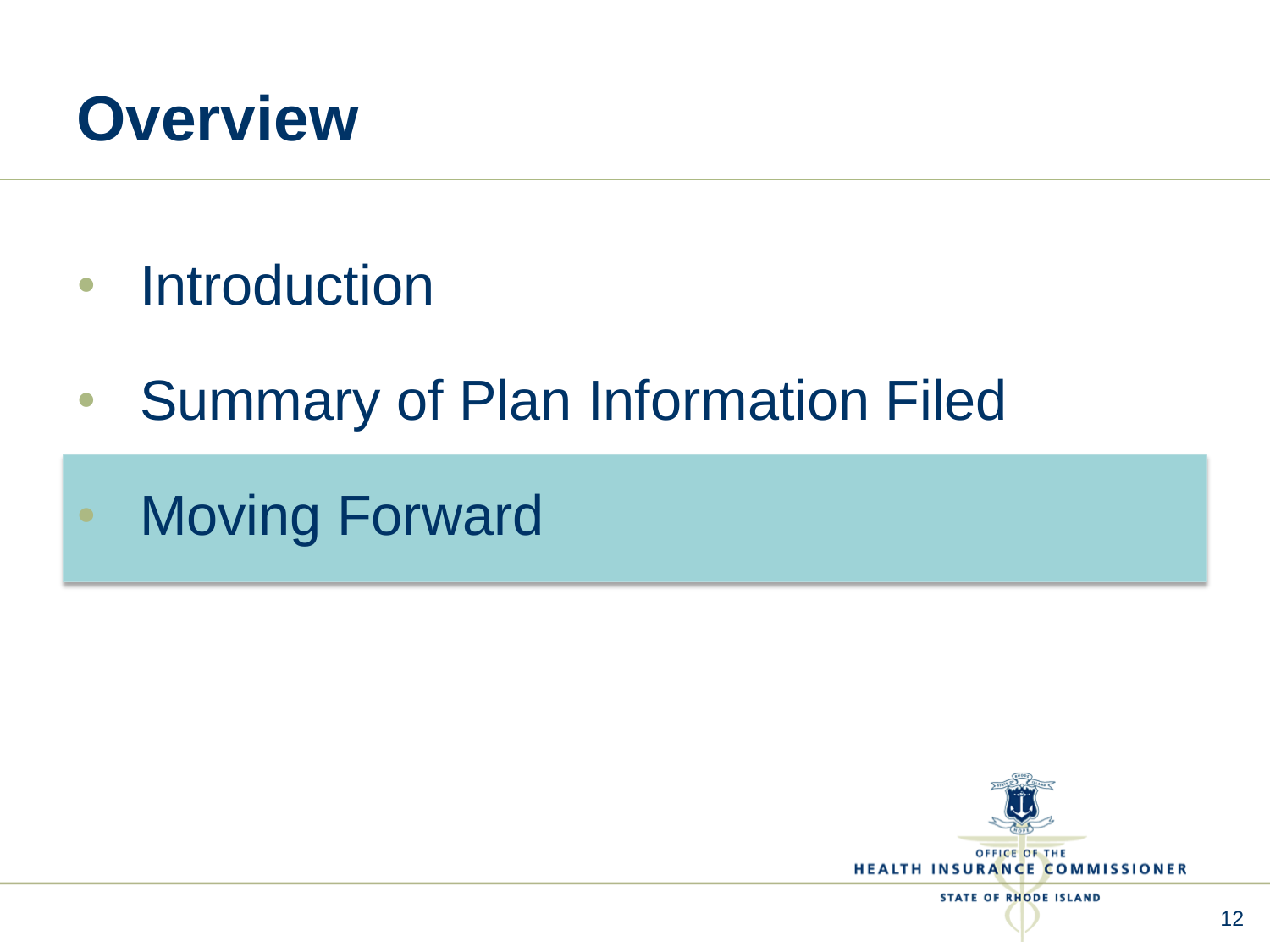# Overview

- Introduction
- Summary of Plan Information Filed
- Moving Forward

OFFICE OF THE HEALTH INSURANCE COMMISSIONER
STATE OF RHODE ISLAND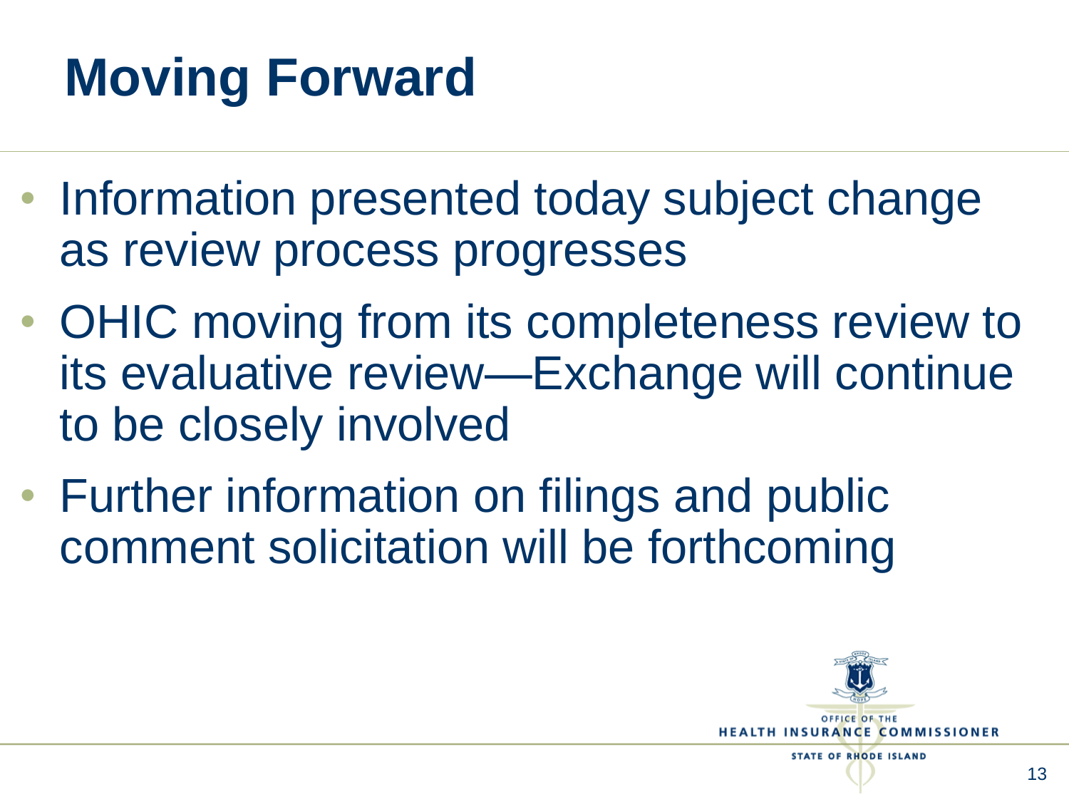# Moving Forward

- Information presented today subject change as review process progresses
- OHIC moving from its completeness review to its evaluative review—Exchange will continue to be closely involved
- Further information on filings and public comment solicitation will be forthcoming

OFFICE OF THE
HEALTH INSURANCE COMMISSIONER
STATE OF RHODE ISLAND